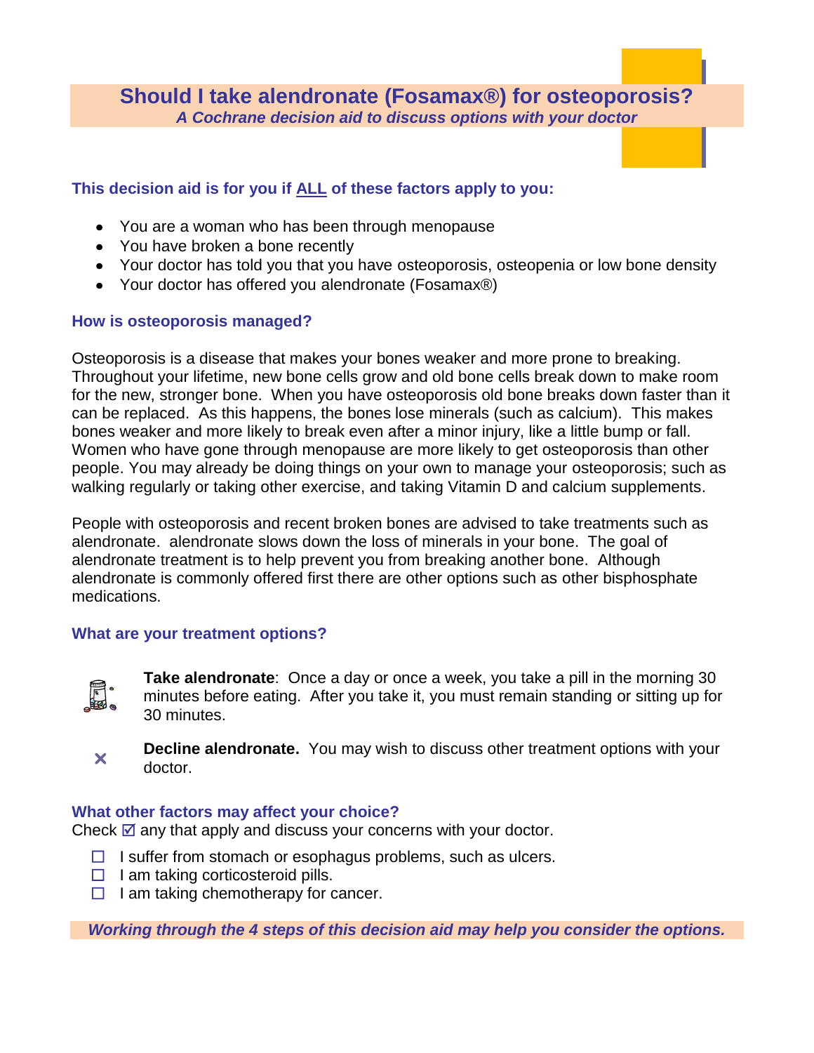# Should I take alendronate (Fosamax®) for osteoporosis?

***A Cochrane decision aid to discuss options with your doctor***

### This decision aid is for you if ALL of these factors apply to you:

- You are a woman who has been through menopause
- You have broken a bone recently
- Your doctor has told you that you have osteoporosis, osteopenia or low bone density
- Your doctor has offered you alendronate (Fosamax®)

### How is osteoporosis managed?

Osteoporosis is a disease that makes your bones weaker and more prone to breaking. Throughout your lifetime, new bone cells grow and old bone cells break down to make room for the new, stronger bone. When you have osteoporosis old bone breaks down faster than it can be replaced. As this happens, the bones lose minerals (such as calcium). This makes bones weaker and more likely to break even after a minor injury, like a little bump or fall. Women who have gone through menopause are more likely to get osteoporosis than other people. You may already be doing things on your own to manage your osteoporosis; such as walking regularly or taking other exercise, and taking Vitamin D and calcium supplements.

People with osteoporosis and recent broken bones are advised to take treatments such as alendronate. alendronate slows down the loss of minerals in your bone. The goal of alendronate treatment is to help prevent you from breaking another bone. Although alendronate is commonly offered first there are other options such as other bisphosphate medications.

### What are your treatment options?

**Take alendronate**: Once a day or once a week, you take a pill in the morning 30 minutes before eating. After you take it, you must remain standing or sitting up for 30 minutes.

✕ **Decline alendronate.** You may wish to discuss other treatment options with your doctor.

### What other factors may affect your choice?

Check ☑ any that apply and discuss your concerns with your doctor.

- ☐ I suffer from stomach or esophagus problems, such as ulcers.
- ☐ I am taking corticosteroid pills.
- ☐ I am taking chemotherapy for cancer.

***Working through the 4 steps of this decision aid may help you consider the options.***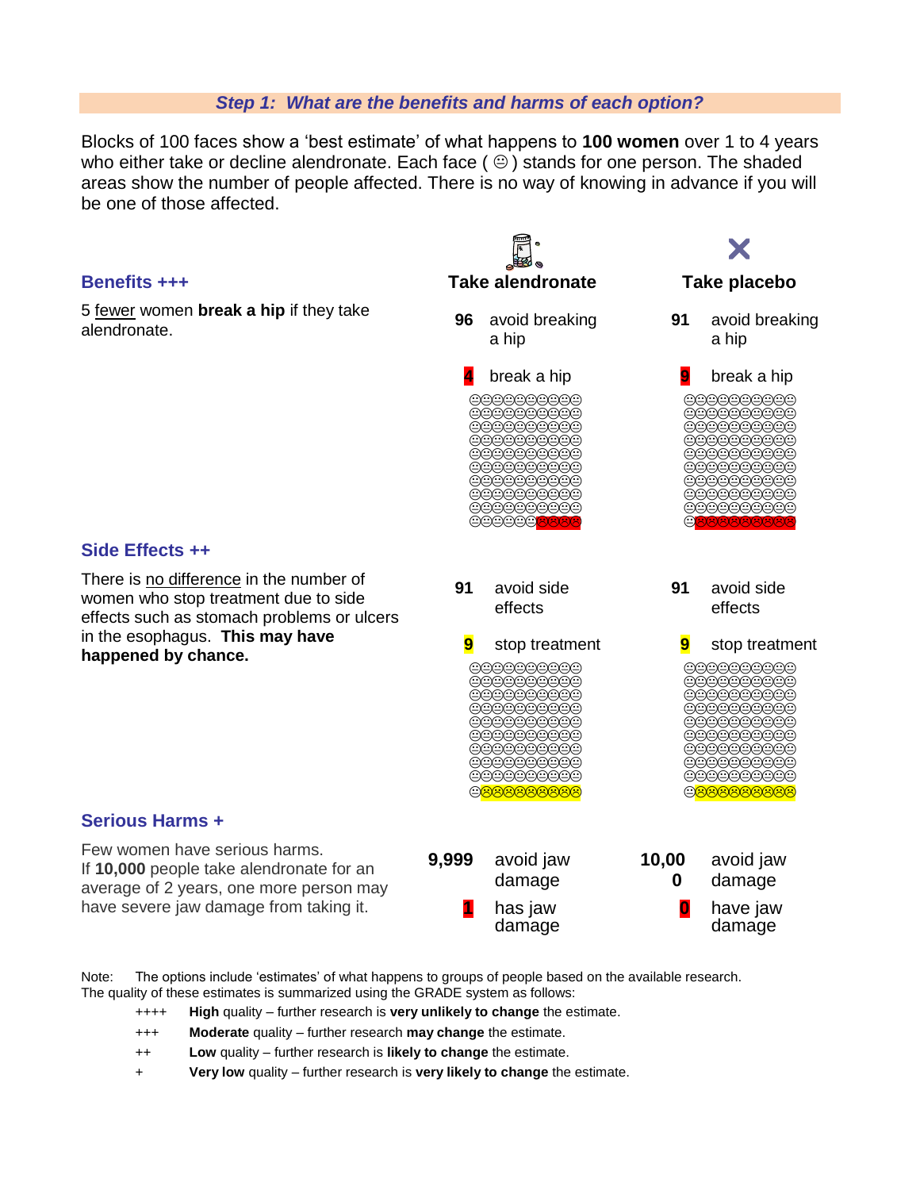## *Step 1: What are the benefits and harms of each option?*

Blocks of 100 faces show a 'best estimate' of what happens to **100 women** over 1 to 4 years who either take or decline alendronate. Each face ( ☺ ) stands for one person. The shaded areas show the number of people affected. There is no way of knowing in advance if you will be one of those affected.

| | Take alendronate | | Take placebo | |
|---|---|---|---|---|
| **Benefits +++**<br>5 fewer women **break a hip** if they take alendronate. | **96** | avoid breaking a hip | **91** | avoid breaking a hip |
| | 4 | break a hip | 9 | break a hip |
| **Side Effects ++**<br>There is no difference in the number of women who stop treatment due to side effects such as stomach problems or ulcers in the esophagus. **This may have happened by chance.** | **91** | avoid side effects | **91** | avoid side effects |
| | 9 | stop treatment | 9 | stop treatment |
| **Serious Harms +**<br>Few women have serious harms.<br>If **10,000** people take alendronate for an average of 2 years, one more person may have severe jaw damage from taking it. | **9,999** | avoid jaw damage | **10,000** | avoid jaw damage |
| | 1 | has jaw damage | 0 | have jaw damage |

Note: The options include 'estimates' of what happens to groups of people based on the available research. The quality of these estimates is summarized using the GRADE system as follows:

- ++++ **High** quality – further research is **very unlikely to change** the estimate.
- +++ **Moderate** quality – further research **may change** the estimate.
- ++ **Low** quality – further research is **likely to change** the estimate.
- \+ **Very low** quality – further research is **very likely to change** the estimate.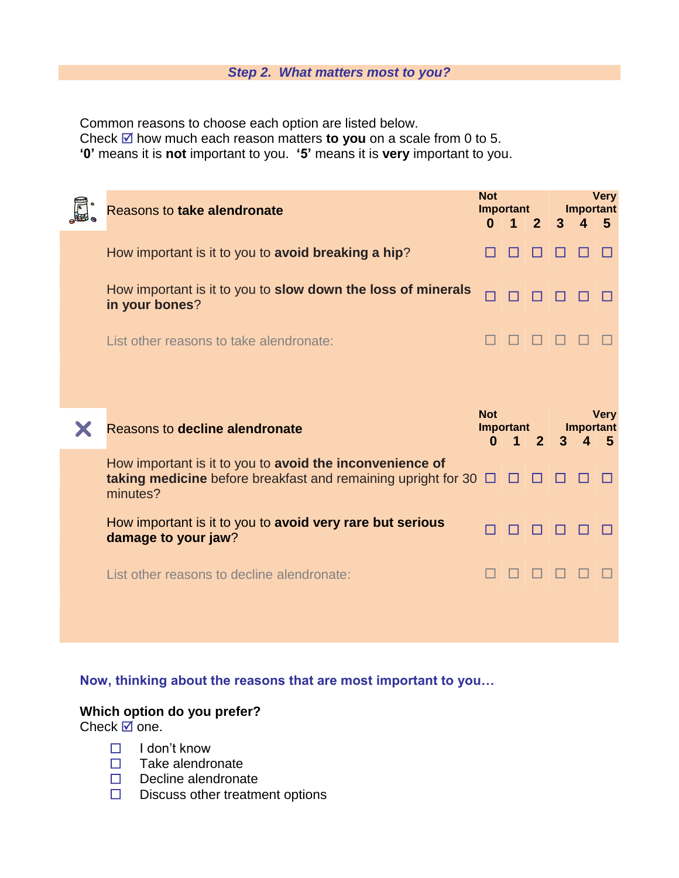## *Step 2. What matters most to you?*

Common reasons to choose each option are listed below.
Check ☑ how much each reason matters **to you** on a scale from 0 to 5.
**'0'** means it is **not** important to you. **'5'** means it is **very** important to you.

| Reasons to **take alendronate** | Not Important 0 | 1 | 2 | 3 | Very Important 4 | 5 |
|---|---|---|---|---|---|---|
| How important is it to you to **avoid breaking a hip**? | ☐ | ☐ | ☐ | ☐ | ☐ | ☐ |
| How important is it to you to **slow down the loss of minerals in your bones**? | ☐ | ☐ | ☐ | ☐ | ☐ | ☐ |
| List other reasons to take alendronate: | ☐ | ☐ | ☐ | ☐ | ☐ | ☐ |

| Reasons to **decline alendronate** | Not Important 0 | 1 | 2 | 3 | Very Important 4 | 5 |
|---|---|---|---|---|---|---|
| How important is it to you to **avoid the inconvenience of taking medicine** before breakfast and remaining upright for 30 minutes? | ☐ | ☐ | ☐ | ☐ | ☐ | ☐ |
| How important is it to you to **avoid very rare but serious damage to your jaw**? | ☐ | ☐ | ☐ | ☐ | ☐ | ☐ |
| List other reasons to decline alendronate: | ☐ | ☐ | ☐ | ☐ | ☐ | ☐ |

**Now, thinking about the reasons that are most important to you…**

**Which option do you prefer?**
Check ☑ one.

- ☐ I don't know
- ☐ Take alendronate
- ☐ Decline alendronate
- ☐ Discuss other treatment options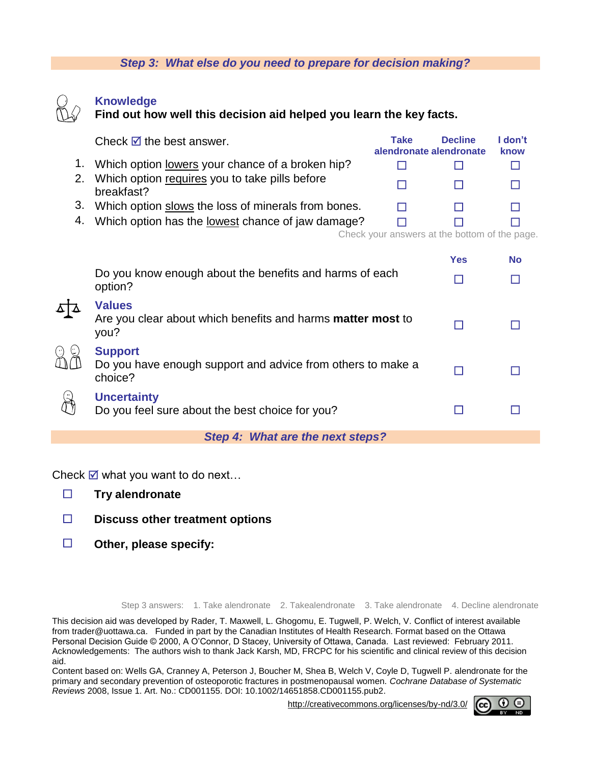## *Step 3: What else do you need to prepare for decision making?*

### Knowledge

**Find out how well this decision aid helped you learn the key facts.**

| Check ☑ the best answer. | Take alendronate | Decline alendronate | I don't know |
|---|---|---|---|
| 1. Which option <u>lowers</u> your chance of a broken hip? | ☐ | ☐ | ☐ |
| 2. Which option <u>requires</u> you to take pills before breakfast? | ☐ | ☐ | ☐ |
| 3. Which option <u>slows</u> the loss of minerals from bones. | ☐ | ☐ | ☐ |
| 4. Which option has the <u>lowest</u> chance of jaw damage? | ☐ | ☐ | ☐ |

Check your answers at the bottom of the page.

| | Yes | No |
|---|---|---|
| Do you know enough about the benefits and harms of each option? | ☐ | ☐ |
| **Values** Are you clear about which benefits and harms **matter most** to you? | ☐ | ☐ |
| **Support** Do you have enough support and advice from others to make a choice? | ☐ | ☐ |
| **Uncertainty** Do you feel sure about the best choice for you? | ☐ | ☐ |

## *Step 4: What are the next steps?*

Check ☑ what you want to do next…

- ☐ **Try alendronate**
- ☐ **Discuss other treatment options**
- ☐ **Other, please specify:**

Step 3 answers: 1. Take alendronate 2. Takealendronate 3. Take alendronate 4. Decline alendronate

This decision aid was developed by Rader, T. Maxwell, L. Ghogomu, E. Tugwell, P. Welch, V. Conflict of interest available from trader@uottawa.ca. Funded in part by the Canadian Institutes of Health Research. Format based on the Ottawa Personal Decision Guide © 2000, A O'Connor, D Stacey, University of Ottawa, Canada. Last reviewed: February 2011. Acknowledgements: The authors wish to thank Jack Karsh, MD, FRCPC for his scientific and clinical review of this decision aid.

Content based on: Wells GA, Cranney A, Peterson J, Boucher M, Shea B, Welch V, Coyle D, Tugwell P. alendronate for the primary and secondary prevention of osteoporotic fractures in postmenopausal women. *Cochrane Database of Systematic Reviews* 2008, Issue 1. Art. No.: CD001155. DOI: 10.1002/14651858.CD001155.pub2.

http://creativecommons.org/licenses/by-nd/3.0/